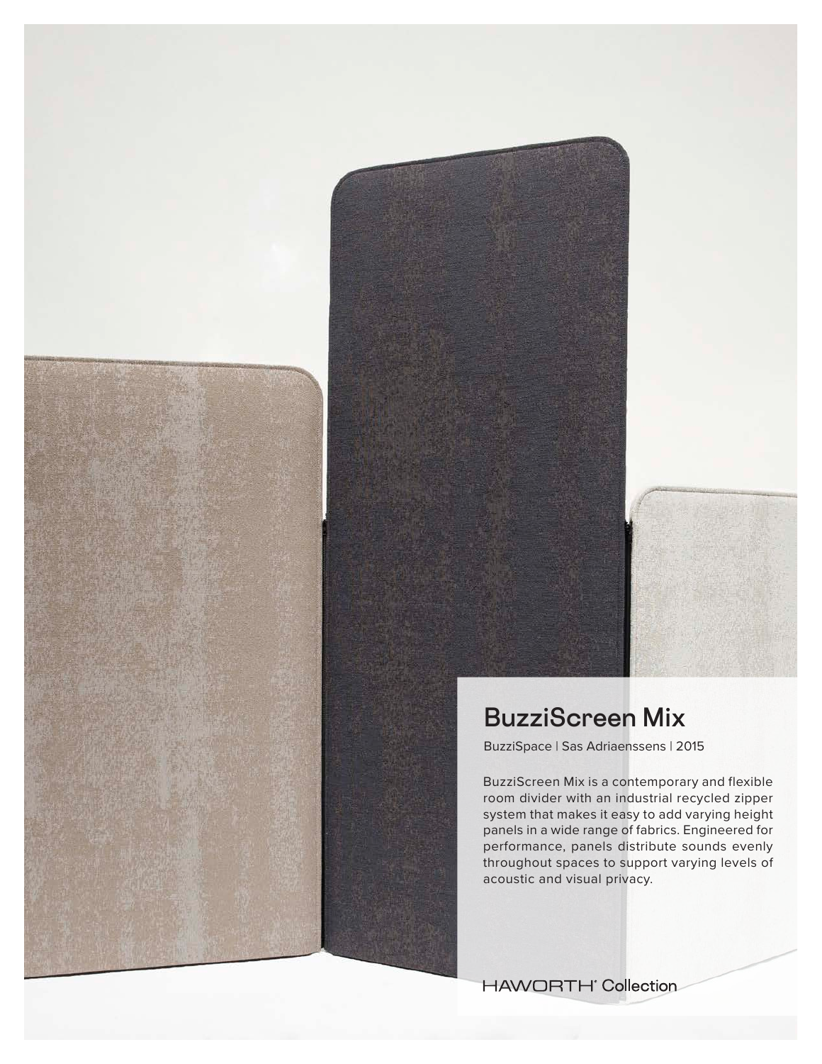# BuzziScreen Mix

BuzziSpace | Sas Adriaenssens | 2015

BuzziScreen Mix is a contemporary and flexible room divider with an industrial recycled zipper system that makes it easy to add varying height panels in a wide range of fabrics. Engineered for performance, panels distribute sounds evenly throughout spaces to support varying levels of acoustic and visual privacy.

HAWORTH® Collection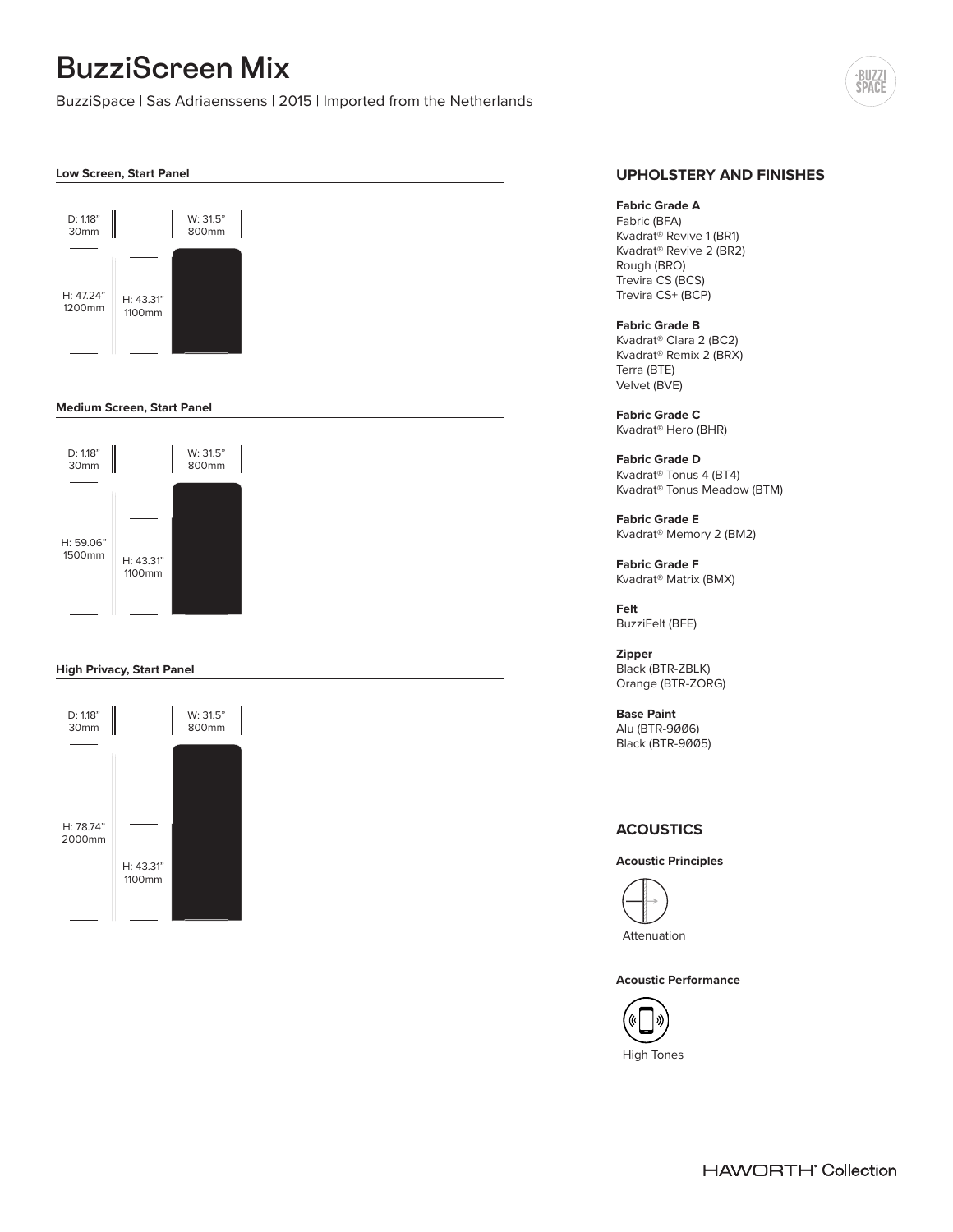# BuzziScreen Mix

BuzziSpace | Sas Adriaenssens | 2015 | Imported from the Netherlands

**Low Screen, Start Panel**

D: 1.18"
30mm

W: 31.5"
800mm

H: 47.24"
1200mm

H: 43.31"
1100mm

**Medium Screen, Start Panel**

D: 1.18"
30mm

W: 31.5"
800mm

H: 59.06"
1500mm

H: 43.31"
1100mm

**High Privacy, Start Panel**

D: 1.18"
30mm

W: 31.5"
800mm

H: 78.74"
2000mm

H: 43.31"
1100mm

## UPHOLSTERY AND FINISHES

**Fabric Grade A**
Fabric (BFA)
Kvadrat® Revive 1 (BR1)
Kvadrat® Revive 2 (BR2)
Rough (BRO)
Trevira CS (BCS)
Trevira CS+ (BCP)

**Fabric Grade B**
Kvadrat® Clara 2 (BC2)
Kvadrat® Remix 2 (BRX)
Terra (BTE)
Velvet (BVE)

**Fabric Grade C**
Kvadrat® Hero (BHR)

**Fabric Grade D**
Kvadrat® Tonus 4 (BT4)
Kvadrat® Tonus Meadow (BTM)

**Fabric Grade E**
Kvadrat® Memory 2 (BM2)

**Fabric Grade F**
Kvadrat® Matrix (BMX)

**Felt**
BuzziFelt (BFE)

**Zipper**
Black (BTR-ZBLK)
Orange (BTR-ZORG)

**Base Paint**
Alu (BTR-9006)
Black (BTR-9005)

## ACOUSTICS

**Acoustic Principles**

Attenuation

**Acoustic Performance**

High Tones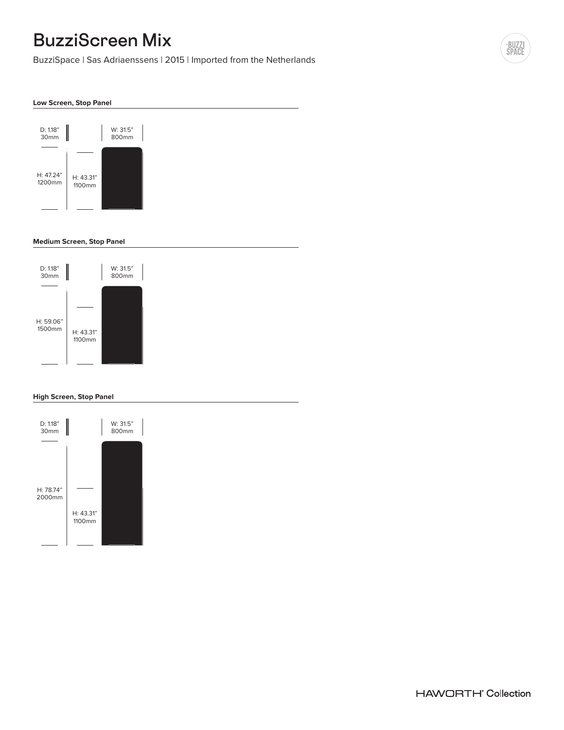# BuzziScreen Mix

BuzziSpace | Sas Adriaenssens | 2015 | Imported from the Netherlands

**Low Screen, Stop Panel**

D: 1.18"
30mm

W: 31.5"
800mm

H: 47.24"
1200mm

H: 43.31"
1100mm

**Medium Screen, Stop Panel**

D: 1.18"
30mm

W: 31.5"
800mm

H: 59.06"
1500mm

H: 43.31"
1100mm

**High Screen, Stop Panel**

D: 1.18"
30mm

W: 31.5"
800mm

H: 78.74"
2000mm

H: 43.31"
1100mm